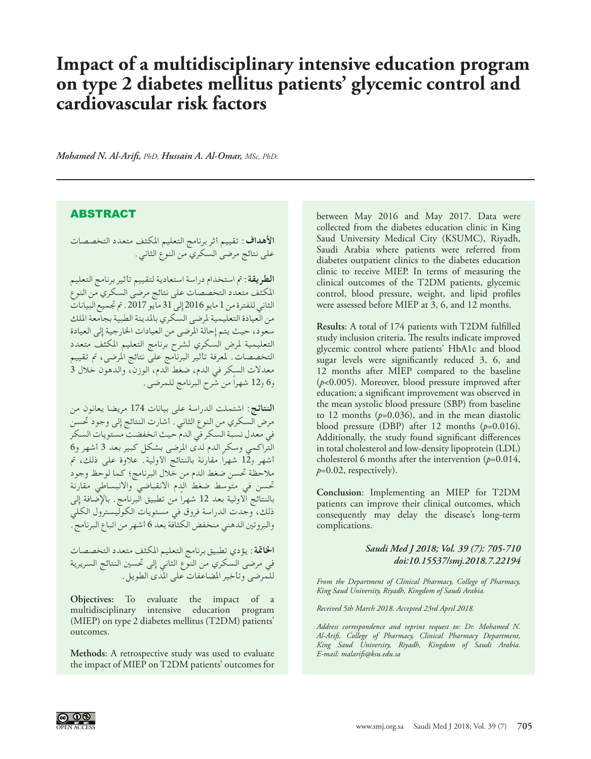# Impact of a multidisciplinary intensive education program on type 2 diabetes mellitus patients' glycemic control and cardiovascular risk factors

*Mohamed N. Al-Arifi, PhD, Hussain A. Al-Omar, MSc, PhD.*

## ABSTRACT

**الأهداف**: تقييم أثر برنامج التعليم المكثف متعدد التخصصات على نتائج مرضى السكري من النوع الثاني.

**الطريقة**: تم استخدام دراسة استعادية لتقييم تأثير برنامج التعليم المكثف متعدد التخصصات على نتائج مرضى السكري من النوع الثاني للفترة من 1 مايو 2016 إلى 31 مايو 2017. تم تجميع البيانات من العيادة التعليمية لمرضى السكري بالمدينة الطبية بجامعة الملك سعود، حيث يتم إحالة المرضى من العيادات الخارجية إلى العيادة التعليمية لمرض السكري لشرح برنامج التعليم المكثف متعدد التخصصات. لمعرفة تأثير البرنامج على نتائج المرضى، تم تقييم معدلات السكر في الدم، ضغط الدم، الوزن، والدهون خلال 3 و6 و12 شهراً من شرح البرنامج للمرضى.

**النتائج**: اشتملت الدراسة على بيانات 174 مريضا يعانون من مرض السكري من النوع الثاني. أشارت النتائج إلى وجود تحسن في معدل نسبة السكر في الدم حيث انخفضت مستويات السكر التراكمي وسكر الدم لدى المرضى بشكل كبير بعد 3 أشهر و6 أشهر و12 شهراً مقارنة بالنتائج الأولية. علاوة على ذلك، تم ملاحظة تحسن ضغط الدم من خلال البرنامج؛ كما لوحظ وجود تحسن في متوسط ضغط الدم الانقباضي والانبساطي مقارنة بالنتائج الأولية بعد 12 شهراً من تطبيق البرنامج. بالإضافة إلى ذلك، وجدت الدراسة فروق في مستويات الكوليسترول الكلي والبروتين الدهني منخفض الكثافة بعد 6 أشهر من اتباع البرنامج.

**الخاتمة**: يؤدي تطبيق برنامج التعليم المكثف متعدد التخصصات في مرضى السكري من النوع الثاني إلى تحسين النتائج السريرية للمرضى وتأخير المضاعفات على المدى الطويل.

**Objectives:** To evaluate the impact of a multidisciplinary intensive education program (MIEP) on type 2 diabetes mellitus (T2DM) patients' outcomes.

**Methods**: A retrospective study was used to evaluate the impact of MIEP on T2DM patients' outcomes for between May 2016 and May 2017. Data were collected from the diabetes education clinic in King Saud University Medical City (KSUMC), Riyadh, Saudi Arabia where patients were referred from diabetes outpatient clinics to the diabetes education clinic to receive MIEP. In terms of measuring the clinical outcomes of the T2DM patients, glycemic control, blood pressure, weight, and lipid profiles were assessed before MIEP at 3, 6, and 12 months.

**Results**: A total of 174 patients with T2DM fulfilled study inclusion criteria. The results indicate improved glycemic control where patients' HbA1c and blood sugar levels were significantly reduced 3, 6, and 12 months after MIEP compared to the baseline ($p<0.005$). Moreover, blood pressure improved after education; a significant improvement was observed in the mean systolic blood pressure (SBP) from baseline to 12 months ($p=0.036$), and in the mean diastolic blood pressure (DBP) after 12 months ($p=0.016$). Additionally, the study found significant differences in total cholesterol and low-density lipoprotein (LDL) cholesterol 6 months after the intervention ($p=0.014$, $p=0.02$, respectively).

**Conclusion**: Implementing an MIEP for T2DM patients can improve their clinical outcomes, which consequently may delay the disease's long-term complications.

*Saudi Med J 2018; Vol. 39 (7): 705-710*
*doi:10.15537/smj.2018.7.22194*

*From the Department of Clinical Pharmacy, College of Pharmacy, King Saud University, Riyadh, Kingdom of Saudi Arabia.*

*Received 5th March 2018. Accepted 23rd April 2018.*

*Address correspondence and reprint request to: Dr. Mohamed N. Al-Arifi, College of Pharmacy, Clinical Pharmacy Department, King Saud University, Riyadh, Kingdom of Saudi Arabia. E-mail: malarifi@ksu.edu.sa*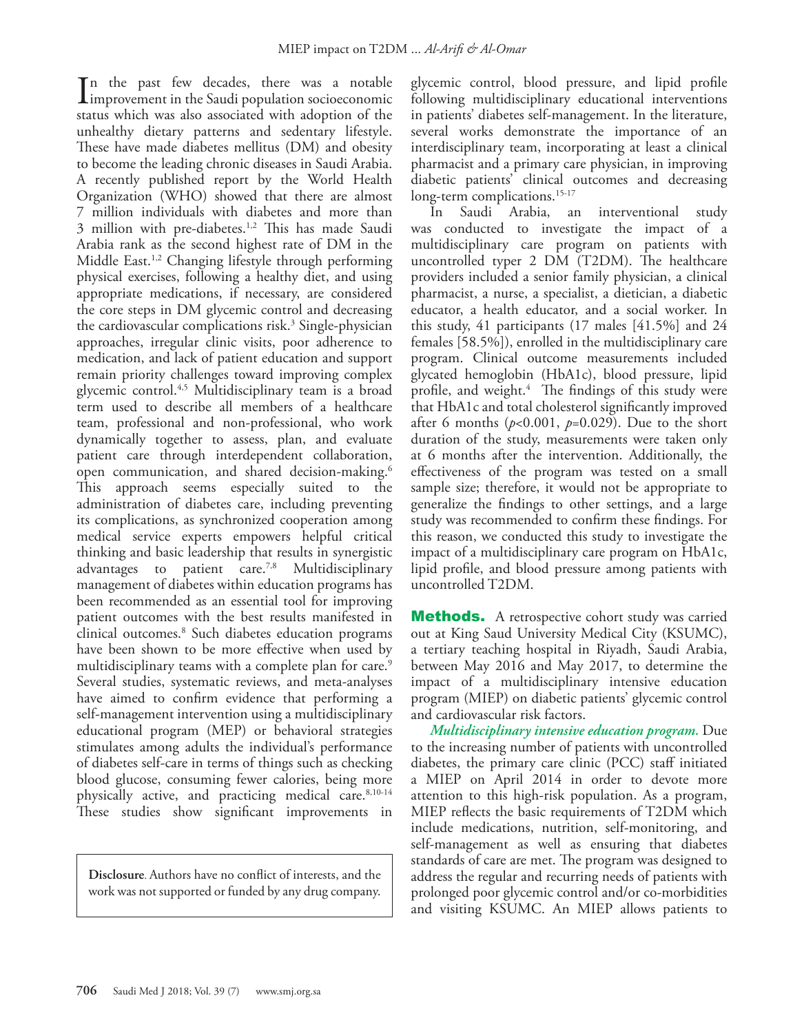In the past few decades, there was a notable improvement in the Saudi population socioeconomic status which was also associated with adoption of the unhealthy dietary patterns and sedentary lifestyle. These have made diabetes mellitus (DM) and obesity to become the leading chronic diseases in Saudi Arabia. A recently published report by the World Health Organization (WHO) showed that there are almost 7 million individuals with diabetes and more than 3 million with pre-diabetes.[1,2] This has made Saudi Arabia rank as the second highest rate of DM in the Middle East.[1,2] Changing lifestyle through performing physical exercises, following a healthy diet, and using appropriate medications, if necessary, are considered the core steps in DM glycemic control and decreasing the cardiovascular complications risk.[3] Single-physician approaches, irregular clinic visits, poor adherence to medication, and lack of patient education and support remain priority challenges toward improving complex glycemic control.[4,5] Multidisciplinary team is a broad term used to describe all members of a healthcare team, professional and non-professional, who work dynamically together to assess, plan, and evaluate patient care through interdependent collaboration, open communication, and shared decision-making.[6] This approach seems especially suited to the administration of diabetes care, including preventing its complications, as synchronized cooperation among medical service experts empowers helpful critical thinking and basic leadership that results in synergistic advantages to patient care.[7,8] Multidisciplinary management of diabetes within education programs has been recommended as an essential tool for improving patient outcomes with the best results manifested in clinical outcomes.[8] Such diabetes education programs have been shown to be more effective when used by multidisciplinary teams with a complete plan for care.[9] Several studies, systematic reviews, and meta-analyses have aimed to confirm evidence that performing a self-management intervention using a multidisciplinary educational program (MEP) or behavioral strategies stimulates among adults the individual's performance of diabetes self-care in terms of things such as checking blood glucose, consuming fewer calories, being more physically active, and practicing medical care.[8,10-14] These studies show significant improvements in glycemic control, blood pressure, and lipid profile following multidisciplinary educational interventions in patients' diabetes self-management. In the literature, several works demonstrate the importance of an interdisciplinary team, incorporating at least a clinical pharmacist and a primary care physician, in improving diabetic patients' clinical outcomes and decreasing long-term complications.[15-17]

In Saudi Arabia, an interventional study was conducted to investigate the impact of a multidisciplinary care program on patients with uncontrolled typer 2 DM (T2DM). The healthcare providers included a senior family physician, a clinical pharmacist, a nurse, a specialist, a dietician, a diabetic educator, a health educator, and a social worker. In this study, 41 participants (17 males [41.5%] and 24 females [58.5%]), enrolled in the multidisciplinary care program. Clinical outcome measurements included glycated hemoglobin (HbA1c), blood pressure, lipid profile, and weight.[4] The findings of this study were that HbA1c and total cholesterol significantly improved after 6 months ($p<0.001$, $p=0.029$). Due to the short duration of the study, measurements were taken only at 6 months after the intervention. Additionally, the effectiveness of the program was tested on a small sample size; therefore, it would not be appropriate to generalize the findings to other settings, and a large study was recommended to confirm these findings. For this reason, we conducted this study to investigate the impact of a multidisciplinary care program on HbA1c, lipid profile, and blood pressure among patients with uncontrolled T2DM.

**Disclosure**. Authors have no conflict of interests, and the work was not supported or funded by any drug company.

## Methods.

A retrospective cohort study was carried out at King Saud University Medical City (KSUMC), a tertiary teaching hospital in Riyadh, Saudi Arabia, between May 2016 and May 2017, to determine the impact of a multidisciplinary intensive education program (MIEP) on diabetic patients' glycemic control and cardiovascular risk factors.

***Multidisciplinary intensive education program.*** Due to the increasing number of patients with uncontrolled diabetes, the primary care clinic (PCC) staff initiated a MIEP on April 2014 in order to devote more attention to this high-risk population. As a program, MIEP reflects the basic requirements of T2DM which include medications, nutrition, self-monitoring, and self-management as well as ensuring that diabetes standards of care are met. The program was designed to address the regular and recurring needs of patients with prolonged poor glycemic control and/or co-morbidities and visiting KSUMC. An MIEP allows patients to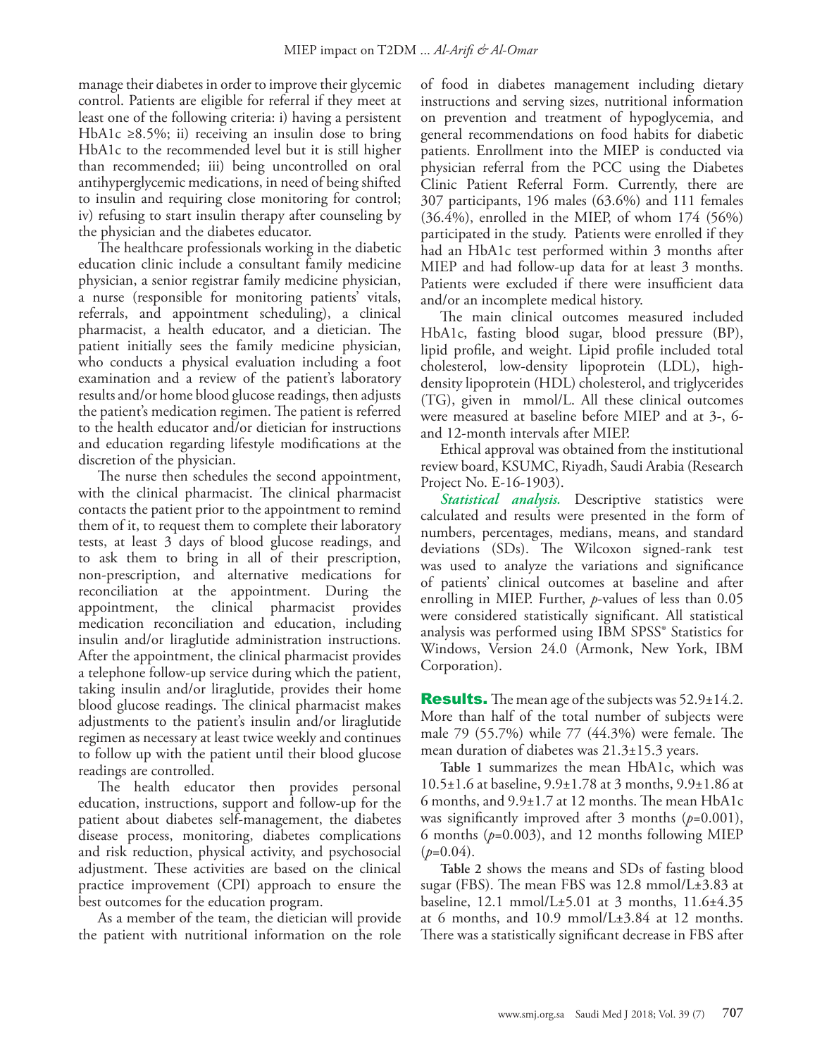manage their diabetes in order to improve their glycemic control. Patients are eligible for referral if they meet at least one of the following criteria: i) having a persistent HbA1c ≥8.5%; ii) receiving an insulin dose to bring HbA1c to the recommended level but it is still higher than recommended; iii) being uncontrolled on oral antihyperglycemic medications, in need of being shifted to insulin and requiring close monitoring for control; iv) refusing to start insulin therapy after counseling by the physician and the diabetes educator.

The healthcare professionals working in the diabetic education clinic include a consultant family medicine physician, a senior registrar family medicine physician, a nurse (responsible for monitoring patients' vitals, referrals, and appointment scheduling), a clinical pharmacist, a health educator, and a dietician. The patient initially sees the family medicine physician, who conducts a physical evaluation including a foot examination and a review of the patient's laboratory results and/or home blood glucose readings, then adjusts the patient's medication regimen. The patient is referred to the health educator and/or dietician for instructions and education regarding lifestyle modifications at the discretion of the physician.

The nurse then schedules the second appointment, with the clinical pharmacist. The clinical pharmacist contacts the patient prior to the appointment to remind them of it, to request them to complete their laboratory tests, at least 3 days of blood glucose readings, and to ask them to bring in all of their prescription, non-prescription, and alternative medications for reconciliation at the appointment. During the appointment, the clinical pharmacist provides medication reconciliation and education, including insulin and/or liraglutide administration instructions. After the appointment, the clinical pharmacist provides a telephone follow-up service during which the patient, taking insulin and/or liraglutide, provides their home blood glucose readings. The clinical pharmacist makes adjustments to the patient's insulin and/or liraglutide regimen as necessary at least twice weekly and continues to follow up with the patient until their blood glucose readings are controlled.

The health educator then provides personal education, instructions, support and follow-up for the patient about diabetes self-management, the diabetes disease process, monitoring, diabetes complications and risk reduction, physical activity, and psychosocial adjustment. These activities are based on the clinical practice improvement (CPI) approach to ensure the best outcomes for the education program.

As a member of the team, the dietician will provide the patient with nutritional information on the role of food in diabetes management including dietary instructions and serving sizes, nutritional information on prevention and treatment of hypoglycemia, and general recommendations on food habits for diabetic patients. Enrollment into the MIEP is conducted via physician referral from the PCC using the Diabetes Clinic Patient Referral Form. Currently, there are 307 participants, 196 males (63.6%) and 111 females (36.4%), enrolled in the MIEP, of whom 174 (56%) participated in the study. Patients were enrolled if they had an HbA1c test performed within 3 months after MIEP and had follow-up data for at least 3 months. Patients were excluded if there were insufficient data and/or an incomplete medical history.

The main clinical outcomes measured included HbA1c, fasting blood sugar, blood pressure (BP), lipid profile, and weight. Lipid profile included total cholesterol, low-density lipoprotein (LDL), high-density lipoprotein (HDL) cholesterol, and triglycerides (TG), given in mmol/L. All these clinical outcomes were measured at baseline before MIEP and at 3-, 6- and 12-month intervals after MIEP.

Ethical approval was obtained from the institutional review board, KSUMC, Riyadh, Saudi Arabia (Research Project No. E-16-1903).

***Statistical analysis.*** Descriptive statistics were calculated and results were presented in the form of numbers, percentages, medians, means, and standard deviations (SDs). The Wilcoxon signed-rank test was used to analyze the variations and significance of patients' clinical outcomes at baseline and after enrolling in MIEP. Further, $p$-values of less than 0.05 were considered statistically significant. All statistical analysis was performed using IBM SPSS® Statistics for Windows, Version 24.0 (Armonk, New York, IBM Corporation).

## Results.

The mean age of the subjects was 52.9±14.2. More than half of the total number of subjects were male 79 (55.7%) while 77 (44.3%) were female. The mean duration of diabetes was 21.3±15.3 years.

**Table 1** summarizes the mean HbA1c, which was 10.5±1.6 at baseline, 9.9±1.78 at 3 months, 9.9±1.86 at 6 months, and 9.9±1.7 at 12 months. The mean HbA1c was significantly improved after 3 months ($p$=0.001), 6 months ($p$=0.003), and 12 months following MIEP ($p$=0.04).

**Table 2** shows the means and SDs of fasting blood sugar (FBS). The mean FBS was 12.8 mmol/L±3.83 at baseline, 12.1 mmol/L±5.01 at 3 months, 11.6±4.35 at 6 months, and 10.9 mmol/L±3.84 at 12 months. There was a statistically significant decrease in FBS after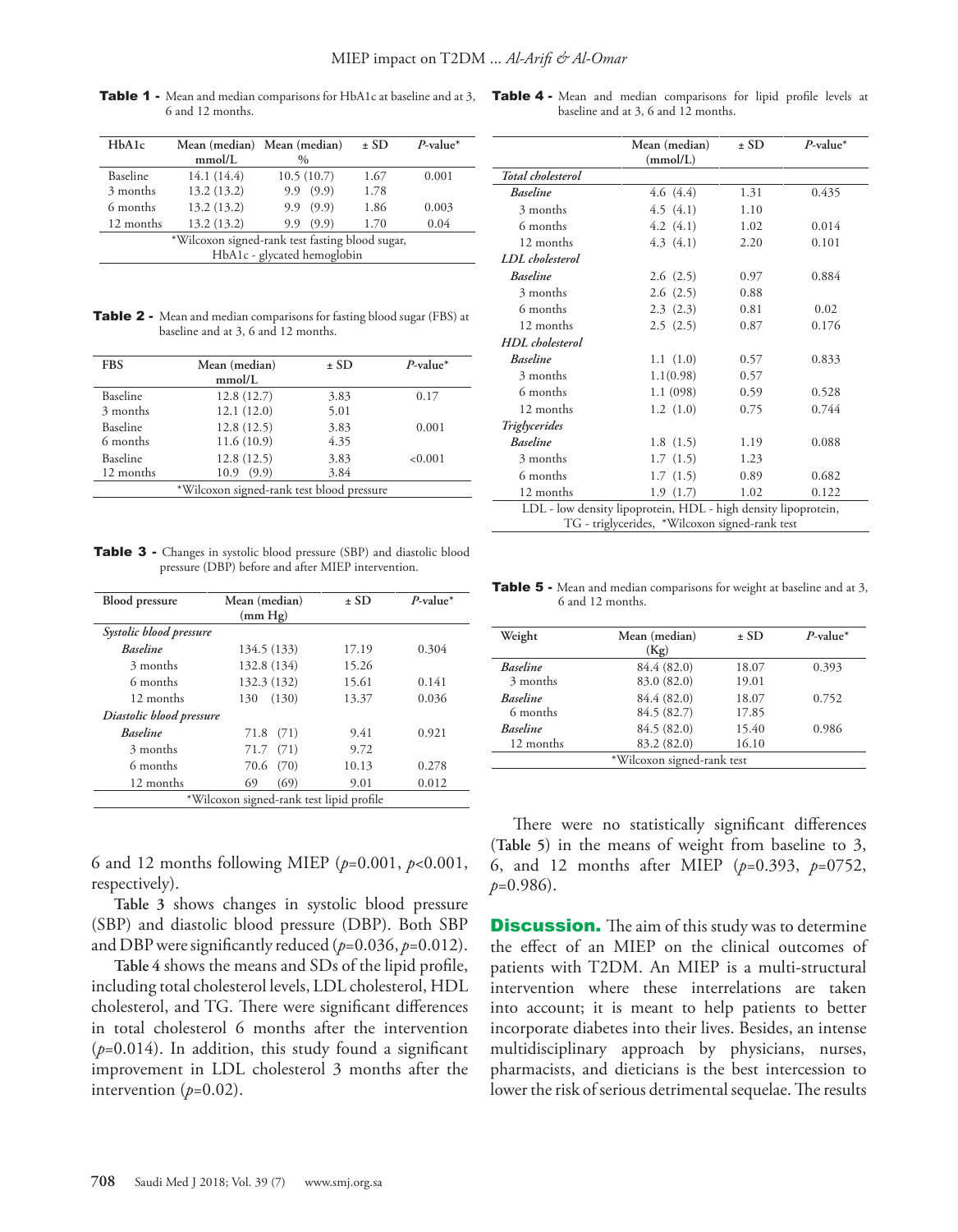**Table 1 -** Mean and median comparisons for HbA1c at baseline and at 3, 6 and 12 months.

| HbA1c | Mean (median) mmol/L | Mean (median) % | ± SD | *P*-value* |
|---|---|---|---|---|
| Baseline | 14.1 (14.4) | 10.5 (10.7) | 1.67 | 0.001 |
| 3 months | 13.2 (13.2) | 9.9 (9.9) | 1.78 | |
| 6 months | 13.2 (13.2) | 9.9 (9.9) | 1.86 | 0.003 |
| 12 months | 13.2 (13.2) | 9.9 (9.9) | 1.70 | 0.04 |

*Wilcoxon signed-rank test fasting blood sugar, HbA1c - glycated hemoglobin

**Table 2 -** Mean and median comparisons for fasting blood sugar (FBS) at baseline and at 3, 6 and 12 months.

| FBS | Mean (median) mmol/L | ± SD | *P*-value* |
|---|---|---|---|
| Baseline | 12.8 (12.7) | 3.83 | 0.17 |
| 3 months | 12.1 (12.0) | 5.01 | |
| Baseline | 12.8 (12.5) | 3.83 | 0.001 |
| 6 months | 11.6 (10.9) | 4.35 | |
| Baseline | 12.8 (12.5) | 3.83 | <0.001 |
| 12 months | 10.9 (9.9) | 3.84 | |

*Wilcoxon signed-rank test blood pressure

**Table 3 -** Changes in systolic blood pressure (SBP) and diastolic blood pressure (DBP) before and after MIEP intervention.

| Blood pressure | Mean (median) (mm Hg) | ± SD | *P*-value* |
|---|---|---|---|
| *Systolic blood pressure* | | | |
| *Baseline* | 134.5 (133) | 17.19 | 0.304 |
| 3 months | 132.8 (134) | 15.26 | |
| 6 months | 132.3 (132) | 15.61 | 0.141 |
| 12 months | 130 (130) | 13.37 | 0.036 |
| *Diastolic blood pressure* | | | |
| *Baseline* | 71.8 (71) | 9.41 | 0.921 |
| 3 months | 71.7 (71) | 9.72 | |
| 6 months | 70.6 (70) | 10.13 | 0.278 |
| 12 months | 69 (69) | 9.01 | 0.012 |

*Wilcoxon signed-rank test lipid profile

6 and 12 months following MIEP ($p$=0.001, $p$<0.001, respectively).

**Table 3** shows changes in systolic blood pressure (SBP) and diastolic blood pressure (DBP). Both SBP and DBP were significantly reduced ($p$=0.036, $p$=0.012).

**Table 4** shows the means and SDs of the lipid profile, including total cholesterol levels, LDL cholesterol, HDL cholesterol, and TG. There were significant differences in total cholesterol 6 months after the intervention ($p$=0.014). In addition, this study found a significant improvement in LDL cholesterol 3 months after the intervention ($p$=0.02).

**Table 4 -** Mean and median comparisons for lipid profile levels at baseline and at 3, 6 and 12 months.

| | Mean (median) (mmol/L) | ± SD | *P*-value* |
|---|---|---|---|
| *Total cholesterol* | | | |
| *Baseline* | 4.6 (4.4) | 1.31 | 0.435 |
| 3 months | 4.5 (4.1) | 1.10 | |
| 6 months | 4.2 (4.1) | 1.02 | 0.014 |
| 12 months | 4.3 (4.1) | 2.20 | 0.101 |
| *LDL cholesterol* | | | |
| *Baseline* | 2.6 (2.5) | 0.97 | 0.884 |
| 3 months | 2.6 (2.5) | 0.88 | |
| 6 months | 2.3 (2.3) | 0.81 | 0.02 |
| 12 months | 2.5 (2.5) | 0.87 | 0.176 |
| *HDL cholesterol* | | | |
| *Baseline* | 1.1 (1.0) | 0.57 | 0.833 |
| 3 months | 1.1(0.98) | 0.57 | |
| 6 months | 1.1 (098) | 0.59 | 0.528 |
| 12 months | 1.2 (1.0) | 0.75 | 0.744 |
| *Triglycerides* | | | |
| *Baseline* | 1.8 (1.5) | 1.19 | 0.088 |
| 3 months | 1.7 (1.5) | 1.23 | |
| 6 months | 1.7 (1.5) | 0.89 | 0.682 |
| 12 months | 1.9 (1.7) | 1.02 | 0.122 |

LDL - low density lipoprotein, HDL - high density lipoprotein, TG - triglycerides, *Wilcoxon signed-rank test

**Table 5 -** Mean and median comparisons for weight at baseline and at 3, 6 and 12 months.

| Weight | Mean (median) (Kg) | ± SD | *P*-value* |
|---|---|---|---|
| *Baseline* | 84.4 (82.0) | 18.07 | 0.393 |
| 3 months | 83.0 (82.0) | 19.01 | |
| *Baseline* | 84.4 (82.0) | 18.07 | 0.752 |
| 6 months | 84.5 (82.7) | 17.85 | |
| *Baseline* | 84.5 (82.0) | 15.40 | 0.986 |
| 12 months | 83.2 (82.0) | 16.10 | |

*Wilcoxon signed-rank test

There were no statistically significant differences (**Table 5**) in the means of weight from baseline to 3, 6, and 12 months after MIEP ($p$=0.393, $p$=0752, $p$=0.986).

**Discussion.** The aim of this study was to determine the effect of an MIEP on the clinical outcomes of patients with T2DM. An MIEP is a multi-structural intervention where these interrelations are taken into account; it is meant to help patients to better incorporate diabetes into their lives. Besides, an intense multidisciplinary approach by physicians, nurses, pharmacists, and dieticians is the best intercession to lower the risk of serious detrimental sequelae. The results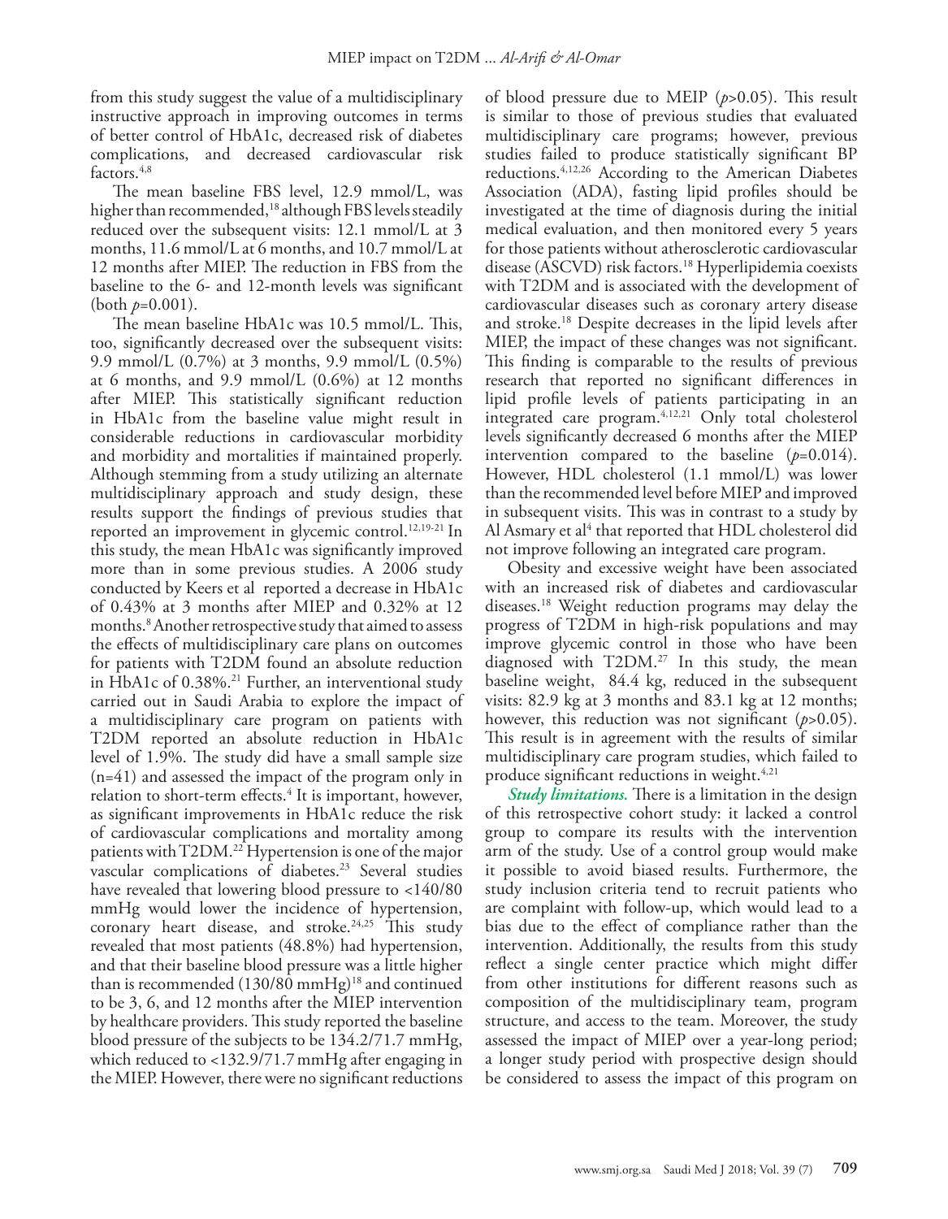from this study suggest the value of a multidisciplinary instructive approach in improving outcomes in terms of better control of HbA1c, decreased risk of diabetes complications, and decreased cardiovascular risk factors.[4,8]

The mean baseline FBS level, 12.9 mmol/L, was higher than recommended,[18] although FBS levels steadily reduced over the subsequent visits: 12.1 mmol/L at 3 months, 11.6 mmol/L at 6 months, and 10.7 mmol/L at 12 months after MIEP. The reduction in FBS from the baseline to the 6- and 12-month levels was significant (both $p$=0.001).

The mean baseline HbA1c was 10.5 mmol/L. This, too, significantly decreased over the subsequent visits: 9.9 mmol/L (0.7%) at 3 months, 9.9 mmol/L (0.5%) at 6 months, and 9.9 mmol/L (0.6%) at 12 months after MIEP. This statistically significant reduction in HbA1c from the baseline value might result in considerable reductions in cardiovascular morbidity and morbidity and mortalities if maintained properly. Although stemming from a study utilizing an alternate multidisciplinary approach and study design, these results support the findings of previous studies that reported an improvement in glycemic control.[12,19-21] In this study, the mean HbA1c was significantly improved more than in some previous studies. A 2006 study conducted by Keers et al reported a decrease in HbA1c of 0.43% at 3 months after MIEP and 0.32% at 12 months.[8] Another retrospective study that aimed to assess the effects of multidisciplinary care plans on outcomes for patients with T2DM found an absolute reduction in HbA1c of 0.38%.[21] Further, an interventional study carried out in Saudi Arabia to explore the impact of a multidisciplinary care program on patients with T2DM reported an absolute reduction in HbA1c level of 1.9%. The study did have a small sample size (n=41) and assessed the impact of the program only in relation to short-term effects.[4] It is important, however, as significant improvements in HbA1c reduce the risk of cardiovascular complications and mortality among patients with T2DM.[22] Hypertension is one of the major vascular complications of diabetes.[23] Several studies have revealed that lowering blood pressure to <140/80 mmHg would lower the incidence of hypertension, coronary heart disease, and stroke.[24,25] This study revealed that most patients (48.8%) had hypertension, and that their baseline blood pressure was a little higher than is recommended (130/80 mmHg)[18] and continued to be 3, 6, and 12 months after the MIEP intervention by healthcare providers. This study reported the baseline blood pressure of the subjects to be 134.2/71.7 mmHg, which reduced to <132.9/71.7 mmHg after engaging in the MIEP. However, there were no significant reductions of blood pressure due to MEIP ($p$>0.05). This result is similar to those of previous studies that evaluated multidisciplinary care programs; however, previous studies failed to produce statistically significant BP reductions.[4,12,26] According to the American Diabetes Association (ADA), fasting lipid profiles should be investigated at the time of diagnosis during the initial medical evaluation, and then monitored every 5 years for those patients without atherosclerotic cardiovascular disease (ASCVD) risk factors.[18] Hyperlipidemia coexists with T2DM and is associated with the development of cardiovascular diseases such as coronary artery disease and stroke.[18] Despite decreases in the lipid levels after MIEP, the impact of these changes was not significant. This finding is comparable to the results of previous research that reported no significant differences in lipid profile levels of patients participating in an integrated care program.[4,12,21] Only total cholesterol levels significantly decreased 6 months after the MIEP intervention compared to the baseline ($p$=0.014). However, HDL cholesterol (1.1 mmol/L) was lower than the recommended level before MIEP and improved in subsequent visits. This was in contrast to a study by Al Asmary et al[4] that reported that HDL cholesterol did not improve following an integrated care program.

Obesity and excessive weight have been associated with an increased risk of diabetes and cardiovascular diseases.[18] Weight reduction programs may delay the progress of T2DM in high-risk populations and may improve glycemic control in those who have been diagnosed with T2DM.[27] In this study, the mean baseline weight, 84.4 kg, reduced in the subsequent visits: 82.9 kg at 3 months and 83.1 kg at 12 months; however, this reduction was not significant ($p$>0.05). This result is in agreement with the results of similar multidisciplinary care program studies, which failed to produce significant reductions in weight.[4,21]

***Study limitations.*** There is a limitation in the design of this retrospective cohort study: it lacked a control group to compare its results with the intervention arm of the study. Use of a control group would make it possible to avoid biased results. Furthermore, the study inclusion criteria tend to recruit patients who are complaint with follow-up, which would lead to a bias due to the effect of compliance rather than the intervention. Additionally, the results from this study reflect a single center practice which might differ from other institutions for different reasons such as composition of the multidisciplinary team, program structure, and access to the team. Moreover, the study assessed the impact of MIEP over a year-long period; a longer study period with prospective design should be considered to assess the impact of this program on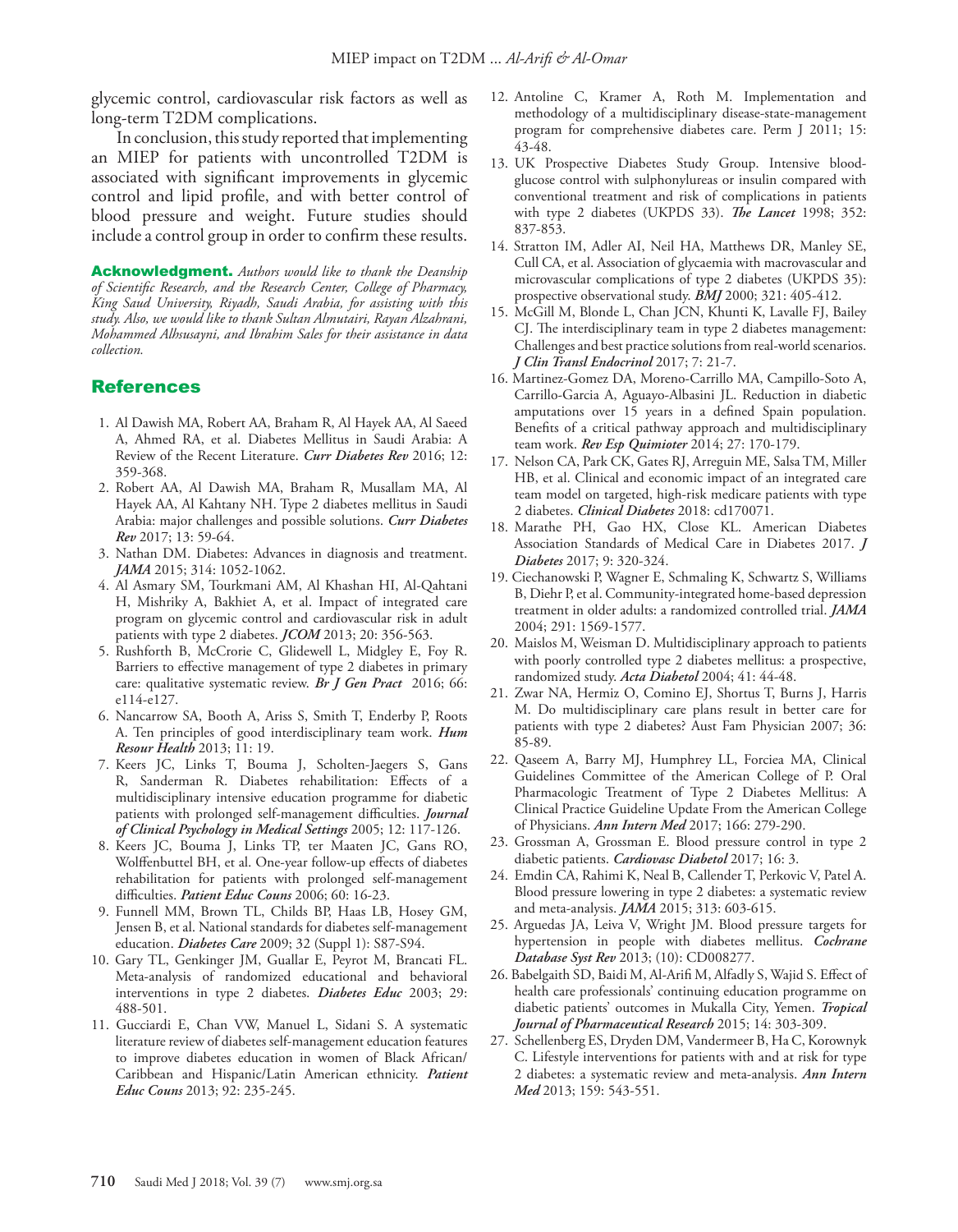glycemic control, cardiovascular risk factors as well as long-term T2DM complications.

In conclusion, this study reported that implementing an MIEP for patients with uncontrolled T2DM is associated with significant improvements in glycemic control and lipid profile, and with better control of blood pressure and weight. Future studies should include a control group in order to confirm these results.

**Acknowledgment.** *Authors would like to thank the Deanship of Scientific Research, and the Research Center, College of Pharmacy, King Saud University, Riyadh, Saudi Arabia, for assisting with this study. Also, we would like to thank Sultan Almutairi, Rayan Alzahrani, Mohammed Alhsusayni, and Ibrahim Sales for their assistance in data collection.*

## References

1. Al Dawish MA, Robert AA, Braham R, Al Hayek AA, Al Saeed A, Ahmed RA, et al. Diabetes Mellitus in Saudi Arabia: A Review of the Recent Literature. ***Curr Diabetes Rev*** 2016; 12: 359-368.
2. Robert AA, Al Dawish MA, Braham R, Musallam MA, Al Hayek AA, Al Kahtany NH. Type 2 diabetes mellitus in Saudi Arabia: major challenges and possible solutions. ***Curr Diabetes Rev*** 2017; 13: 59-64.
3. Nathan DM. Diabetes: Advances in diagnosis and treatment. ***JAMA*** 2015; 314: 1052-1062.
4. Al Asmary SM, Tourkmani AM, Al Khashan HI, Al-Qahtani H, Mishriky A, Bakhiet A, et al. Impact of integrated care program on glycemic control and cardiovascular risk in adult patients with type 2 diabetes. ***JCOM*** 2013; 20: 356-563.
5. Rushforth B, McCrorie C, Glidewell L, Midgley E, Foy R. Barriers to effective management of type 2 diabetes in primary care: qualitative systematic review. ***Br J Gen Pract*** 2016; 66: e114-e127.
6. Nancarrow SA, Booth A, Ariss S, Smith T, Enderby P, Roots A. Ten principles of good interdisciplinary team work. ***Hum Resour Health*** 2013; 11: 19.
7. Keers JC, Links T, Bouma J, Scholten-Jaegers S, Gans R, Sanderman R. Diabetes rehabilitation: Effects of a multidisciplinary intensive education programme for diabetic patients with prolonged self-management difficulties. ***Journal of Clinical Psychology in Medical Settings*** 2005; 12: 117-126.
8. Keers JC, Bouma J, Links TP, ter Maaten JC, Gans RO, Wolffenbuttel BH, et al. One-year follow-up effects of diabetes rehabilitation for patients with prolonged self-management difficulties. ***Patient Educ Couns*** 2006; 60: 16-23.
9. Funnell MM, Brown TL, Childs BP, Haas LB, Hosey GM, Jensen B, et al. National standards for diabetes self-management education. ***Diabetes Care*** 2009; 32 (Suppl 1): S87-S94.
10. Gary TL, Genkinger JM, Guallar E, Peyrot M, Brancati FL. Meta-analysis of randomized educational and behavioral interventions in type 2 diabetes. ***Diabetes Educ*** 2003; 29: 488-501.
11. Gucciardi E, Chan VW, Manuel L, Sidani S. A systematic literature review of diabetes self-management education features to improve diabetes education in women of Black African/ Caribbean and Hispanic/Latin American ethnicity. ***Patient Educ Couns*** 2013; 92: 235-245.
12. Antoline C, Kramer A, Roth M. Implementation and methodology of a multidisciplinary disease-state-management program for comprehensive diabetes care. Perm J 2011; 15: 43-48.
13. UK Prospective Diabetes Study Group. Intensive blood-glucose control with sulphonylureas or insulin compared with conventional treatment and risk of complications in patients with type 2 diabetes (UKPDS 33). ***The Lancet*** 1998; 352: 837-853.
14. Stratton IM, Adler AI, Neil HA, Matthews DR, Manley SE, Cull CA, et al. Association of glycaemia with macrovascular and microvascular complications of type 2 diabetes (UKPDS 35): prospective observational study. ***BMJ*** 2000; 321: 405-412.
15. McGill M, Blonde L, Chan JCN, Khunti K, Lavalle FJ, Bailey CJ. The interdisciplinary team in type 2 diabetes management: Challenges and best practice solutions from real-world scenarios. ***J Clin Transl Endocrinol*** 2017; 7: 21-7.
16. Martinez-Gomez DA, Moreno-Carrillo MA, Campillo-Soto A, Carrillo-Garcia A, Aguayo-Albasini JL. Reduction in diabetic amputations over 15 years in a defined Spain population. Benefits of a critical pathway approach and multidisciplinary team work. ***Rev Esp Quimioter*** 2014; 27: 170-179.
17. Nelson CA, Park CK, Gates RJ, Arreguin ME, Salsa TM, Miller HB, et al. Clinical and economic impact of an integrated care team model on targeted, high-risk medicare patients with type 2 diabetes. ***Clinical Diabetes*** 2018: cd170071.
18. Marathe PH, Gao HX, Close KL. American Diabetes Association Standards of Medical Care in Diabetes 2017. ***J Diabetes*** 2017; 9: 320-324.
19. Ciechanowski P, Wagner E, Schmaling K, Schwartz S, Williams B, Diehr P, et al. Community-integrated home-based depression treatment in older adults: a randomized controlled trial. ***JAMA*** 2004; 291: 1569-1577.
20. Maislos M, Weisman D. Multidisciplinary approach to patients with poorly controlled type 2 diabetes mellitus: a prospective, randomized study. ***Acta Diabetol*** 2004; 41: 44-48.
21. Zwar NA, Hermiz O, Comino EJ, Shortus T, Burns J, Harris M. Do multidisciplinary care plans result in better care for patients with type 2 diabetes? Aust Fam Physician 2007; 36: 85-89.
22. Qaseem A, Barry MJ, Humphrey LL, Forciea MA, Clinical Guidelines Committee of the American College of P. Oral Pharmacologic Treatment of Type 2 Diabetes Mellitus: A Clinical Practice Guideline Update From the American College of Physicians. ***Ann Intern Med*** 2017; 166: 279-290.
23. Grossman A, Grossman E. Blood pressure control in type 2 diabetic patients. ***Cardiovasc Diabetol*** 2017; 16: 3.
24. Emdin CA, Rahimi K, Neal B, Callender T, Perkovic V, Patel A. Blood pressure lowering in type 2 diabetes: a systematic review and meta-analysis. ***JAMA*** 2015; 313: 603-615.
25. Arguedas JA, Leiva V, Wright JM. Blood pressure targets for hypertension in people with diabetes mellitus. ***Cochrane Database Syst Rev*** 2013; (10): CD008277.
26. Babelgaith SD, Baidi M, Al-Arifi M, Alfadly S, Wajid S. Effect of health care professionals' continuing education programme on diabetic patients' outcomes in Mukalla City, Yemen. ***Tropical Journal of Pharmaceutical Research*** 2015; 14: 303-309.
27. Schellenberg ES, Dryden DM, Vandermeer B, Ha C, Korownyk C. Lifestyle interventions for patients with and at risk for type 2 diabetes: a systematic review and meta-analysis. ***Ann Intern Med*** 2013; 159: 543-551.